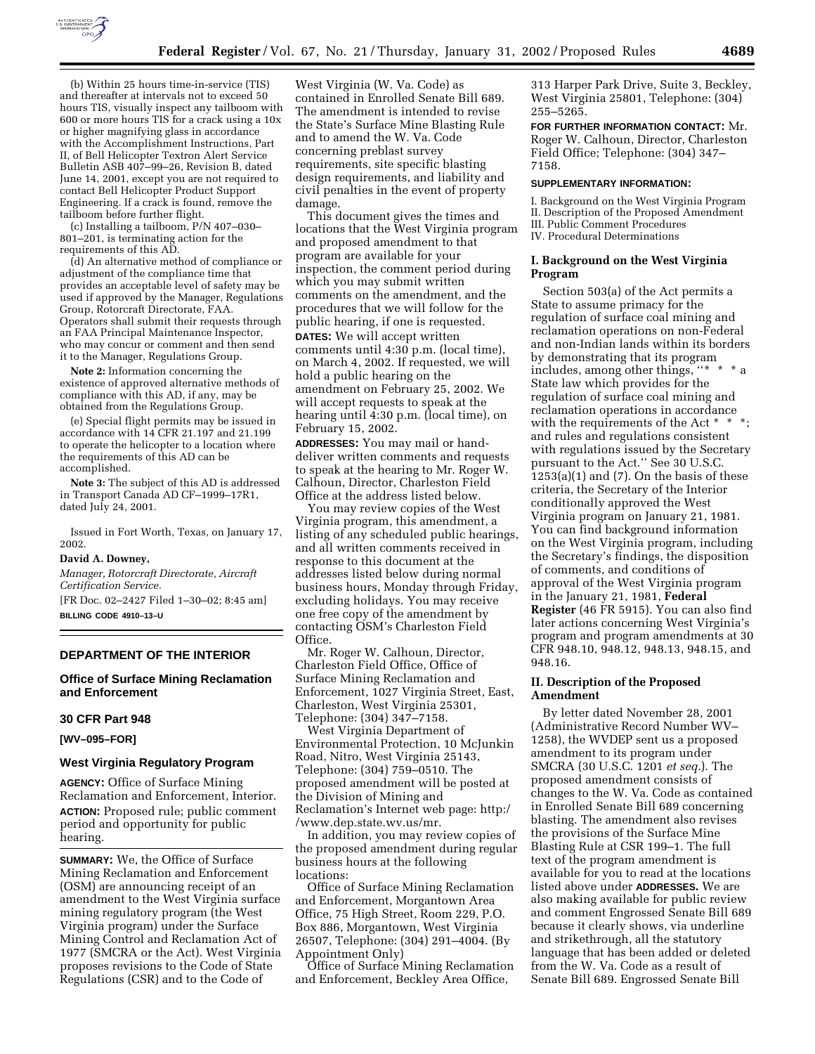(b) Within 25 hours time-in-service (TIS) and thereafter at intervals not to exceed 50 hours TIS, visually inspect any tailboom with 600 or more hours TIS for a crack using a 10x or higher magnifying glass in accordance with the Accomplishment Instructions, Part II, of Bell Helicopter Textron Alert Service Bulletin ASB 407–99–26, Revision B, dated June 14, 2001, except you are not required to contact Bell Helicopter Product Support Engineering. If a crack is found, remove the tailboom before further flight.

(c) Installing a tailboom, P/N 407–030–801–201, is terminating action for the requirements of this AD.

(d) An alternative method of compliance or adjustment of the compliance time that provides an acceptable level of safety may be used if approved by the Manager, Regulations Group, Rotorcraft Directorate, FAA. Operators shall submit their requests through an FAA Principal Maintenance Inspector, who may concur or comment and then send it to the Manager, Regulations Group.

**Note 2:** Information concerning the existence of approved alternative methods of compliance with this AD, if any, may be obtained from the Regulations Group.

(e) Special flight permits may be issued in accordance with 14 CFR 21.197 and 21.199 to operate the helicopter to a location where the requirements of this AD can be accomplished.

**Note 3:** The subject of this AD is addressed in Transport Canada AD CF–1999–17R1, dated July 24, 2001.

Issued in Fort Worth, Texas, on January 17, 2002.

**David A. Downey,**

*Manager, Rotorcraft Directorate, Aircraft Certification Service.*

[FR Doc. 02–2427 Filed 1–30–02; 8:45 am]

**BILLING CODE 4910–13–U**

## DEPARTMENT OF THE INTERIOR

### Office of Surface Mining Reclamation and Enforcement

### 30 CFR Part 948

**[WV–095–FOR]**

### West Virginia Regulatory Program

**AGENCY:** Office of Surface Mining Reclamation and Enforcement, Interior.

**ACTION:** Proposed rule; public comment period and opportunity for public hearing.

**SUMMARY:** We, the Office of Surface Mining Reclamation and Enforcement (OSM) are announcing receipt of an amendment to the West Virginia surface mining regulatory program (the West Virginia program) under the Surface Mining Control and Reclamation Act of 1977 (SMCRA or the Act). West Virginia proposes revisions to the Code of State Regulations (CSR) and to the Code of West Virginia (W. Va. Code) as contained in Enrolled Senate Bill 689. The amendment is intended to revise the State's Surface Mine Blasting Rule and to amend the W. Va. Code concerning preblast survey requirements, site specific blasting design requirements, and liability and civil penalties in the event of property damage.

This document gives the times and locations that the West Virginia program and proposed amendment to that program are available for your inspection, the comment period during which you may submit written comments on the amendment, and the procedures that we will follow for the public hearing, if one is requested.

**DATES:** We will accept written comments until 4:30 p.m. (local time), on March 4, 2002. If requested, we will hold a public hearing on the amendment on February 25, 2002. We will accept requests to speak at the hearing until 4:30 p.m. (local time), on February 15, 2002.

**ADDRESSES:** You may mail or hand-deliver written comments and requests to speak at the hearing to Mr. Roger W. Calhoun, Director, Charleston Field Office at the address listed below.

You may review copies of the West Virginia program, this amendment, a listing of any scheduled public hearings, and all written comments received in response to this document at the addresses listed below during normal business hours, Monday through Friday, excluding holidays. You may receive one free copy of the amendment by contacting OSM's Charleston Field Office.

Mr. Roger W. Calhoun, Director, Charleston Field Office, Office of Surface Mining Reclamation and Enforcement, 1027 Virginia Street, East, Charleston, West Virginia 25301, Telephone: (304) 347–7158.

West Virginia Department of Environmental Protection, 10 McJunkin Road, Nitro, West Virginia 25143, Telephone: (304) 759–0510. The proposed amendment will be posted at the Division of Mining and Reclamation's Internet web page: http://www.dep.state.wv.us/mr.

In addition, you may review copies of the proposed amendment during regular business hours at the following locations:

Office of Surface Mining Reclamation and Enforcement, Morgantown Area Office, 75 High Street, Room 229, P.O. Box 886, Morgantown, West Virginia 26507, Telephone: (304) 291–4004. (By Appointment Only)

Office of Surface Mining Reclamation and Enforcement, Beckley Area Office, 313 Harper Park Drive, Suite 3, Beckley, West Virginia 25801, Telephone: (304) 255–5265.

**FOR FURTHER INFORMATION CONTACT:** Mr. Roger W. Calhoun, Director, Charleston Field Office; Telephone: (304) 347–7158.

**SUPPLEMENTARY INFORMATION:**

I. Background on the West Virginia Program
II. Description of the Proposed Amendment
III. Public Comment Procedures
IV. Procedural Determinations

#### I. Background on the West Virginia Program

Section 503(a) of the Act permits a State to assume primacy for the regulation of surface coal mining and reclamation operations on non-Federal and non-Indian lands within its borders by demonstrating that its program includes, among other things, "* * * a State law which provides for the regulation of surface coal mining and reclamation operations in accordance with the requirements of the Act * * *; and rules and regulations consistent with regulations issued by the Secretary pursuant to the Act." See 30 U.S.C. 1253(a)(1) and (7). On the basis of these criteria, the Secretary of the Interior conditionally approved the West Virginia program on January 21, 1981. You can find background information on the West Virginia program, including the Secretary's findings, the disposition of comments, and conditions of approval of the West Virginia program in the January 21, 1981, **Federal Register** (46 FR 5915). You can also find later actions concerning West Virginia's program and program amendments at 30 CFR 948.10, 948.12, 948.13, 948.15, and 948.16.

#### II. Description of the Proposed Amendment

By letter dated November 28, 2001 (Administrative Record Number WV–1258), the WVDEP sent us a proposed amendment to its program under SMCRA (30 U.S.C. 1201 *et seq.*). The proposed amendment consists of changes to the W. Va. Code as contained in Enrolled Senate Bill 689 concerning blasting. The amendment also revises the provisions of the Surface Mine Blasting Rule at CSR 199–1. The full text of the program amendment is available for you to read at the locations listed above under **ADDRESSES.** We are also making available for public review and comment Engrossed Senate Bill 689 because it clearly shows, via underline and strikethrough, all the statutory language that has been added or deleted from the W. Va. Code as a result of Senate Bill 689. Engrossed Senate Bill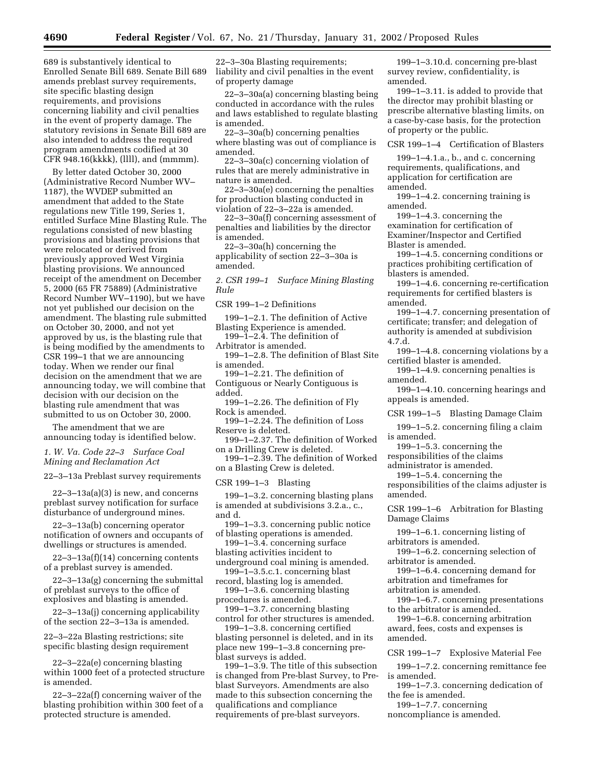689 is substantively identical to Enrolled Senate Bill 689. Senate Bill 689 amends preblast survey requirements, site specific blasting design requirements, and provisions concerning liability and civil penalties in the event of property damage. The statutory revisions in Senate Bill 689 are also intended to address the required program amendments codified at 30 CFR 948.16(kkkk), (llll), and (mmmm).

By letter dated October 30, 2000 (Administrative Record Number WV–1187), the WVDEP submitted an amendment that added to the State regulations new Title 199, Series 1, entitled Surface Mine Blasting Rule. The regulations consisted of new blasting provisions and blasting provisions that were relocated or derived from previously approved West Virginia blasting provisions. We announced receipt of the amendment on December 5, 2000 (65 FR 75889) (Administrative Record Number WV–1190), but we have not yet published our decision on the amendment. The blasting rule submitted on October 30, 2000, and not yet approved by us, is the blasting rule that is being modified by the amendments to CSR 199–1 that we are announcing today. When we render our final decision on the amendment that we are announcing today, we will combine that decision with our decision on the blasting rule amendment that was submitted to us on October 30, 2000.

The amendment that we are announcing today is identified below.

*1. W. Va. Code 22–3 Surface Coal Mining and Reclamation Act*

22–3–13a Preblast survey requirements

22–3–13a(a)(3) is new, and concerns preblast survey notification for surface disturbance of underground mines.

22–3–13a(b) concerning operator notification of owners and occupants of dwellings or structures is amended.

22–3–13a(f)(14) concerning contents of a preblast survey is amended.

22–3–13a(g) concerning the submittal of preblast surveys to the office of explosives and blasting is amended.

22–3–13a(j) concerning applicability of the section 22–3–13a is amended.

22–3–22a Blasting restrictions; site specific blasting design requirement

22–3–22a(e) concerning blasting within 1000 feet of a protected structure is amended.

22–3–22a(f) concerning waiver of the blasting prohibition within 300 feet of a protected structure is amended.

22–3–30a Blasting requirements; liability and civil penalties in the event of property damage

22–3–30a(a) concerning blasting being conducted in accordance with the rules and laws established to regulate blasting is amended.

22–3–30a(b) concerning penalties where blasting was out of compliance is amended.

22–3–30a(c) concerning violation of rules that are merely administrative in nature is amended.

22–3–30a(e) concerning the penalties for production blasting conducted in violation of 22–3–22a is amended.

22–3–30a(f) concerning assessment of penalties and liabilities by the director is amended.

22–3–30a(h) concerning the applicability of section 22–3–30a is amended.

*2. CSR 199–1 Surface Mining Blasting Rule*

CSR 199–1–2 Definitions

199–1–2.1. The definition of Active Blasting Experience is amended.

199–1–2.4. The definition of Arbitrator is amended.

199–1–2.8. The definition of Blast Site is amended.

199–1–2.21. The definition of Contiguous or Nearly Contiguous is added.

199–1–2.26. The definition of Fly Rock is amended.

199–1–2.24. The definition of Loss Reserve is deleted.

199–1–2.37. The definition of Worked on a Drilling Crew is deleted.

199–1–2.39. The definition of Worked on a Blasting Crew is deleted.

CSR 199–1–3 Blasting

199–1–3.2. concerning blasting plans is amended at subdivisions 3.2.a., c., and d.

199–1–3.3. concerning public notice of blasting operations is amended.

199–1–3.4. concerning surface blasting activities incident to underground coal mining is amended.

199–1–3.5.c.1. concerning blast record, blasting log is amended.

199–1–3.6. concerning blasting procedures is amended.

199–1–3.7. concerning blasting control for other structures is amended.

199–1–3.8. concerning certified blasting personnel is deleted, and in its place new 199–1–3.8 concerning pre-blast surveys is added.

199–1–3.9. The title of this subsection is changed from Pre-blast Survey, to Pre-blast Surveyors. Amendments are also made to this subsection concerning the qualifications and compliance requirements of pre-blast surveyors.

199–1–3.10.d. concerning pre-blast survey review, confidentiality, is amended.

199–1–3.11. is added to provide that the director may prohibit blasting or prescribe alternative blasting limits, on a case-by-case basis, for the protection of property or the public.

CSR 199–1–4 Certification of Blasters

199–1–4.1.a., b., and c. concerning requirements, qualifications, and application for certification are amended.

199–1–4.2. concerning training is amended.

199–1–4.3. concerning the examination for certification of Examiner/Inspector and Certified Blaster is amended.

199–1–4.5. concerning conditions or practices prohibiting certification of blasters is amended.

199–1–4.6. concerning re-certification requirements for certified blasters is amended.

199–1–4.7. concerning presentation of certificate; transfer; and delegation of authority is amended at subdivision 4.7.d.

199–1–4.8. concerning violations by a certified blaster is amended.

199–1–4.9. concerning penalties is amended.

199–1–4.10. concerning hearings and appeals is amended.

CSR 199–1–5 Blasting Damage Claim

199–1–5.2. concerning filing a claim is amended.

199–1–5.3. concerning the responsibilities of the claims administrator is amended.

199–1–5.4. concerning the responsibilities of the claims adjuster is amended.

CSR 199–1–6 Arbitration for Blasting Damage Claims

199–1–6.1. concerning listing of arbitrators is amended.

199–1–6.2. concerning selection of arbitrator is amended.

199–1–6.4. concerning demand for arbitration and timeframes for arbitration is amended.

199–1–6.7. concerning presentations to the arbitrator is amended.

199–1–6.8. concerning arbitration award, fees, costs and expenses is amended.

CSR 199–1–7 Explosive Material Fee

199–1–7.2. concerning remittance fee is amended.

199–1–7.3. concerning dedication of the fee is amended.

199–1–7.7. concerning noncompliance is amended.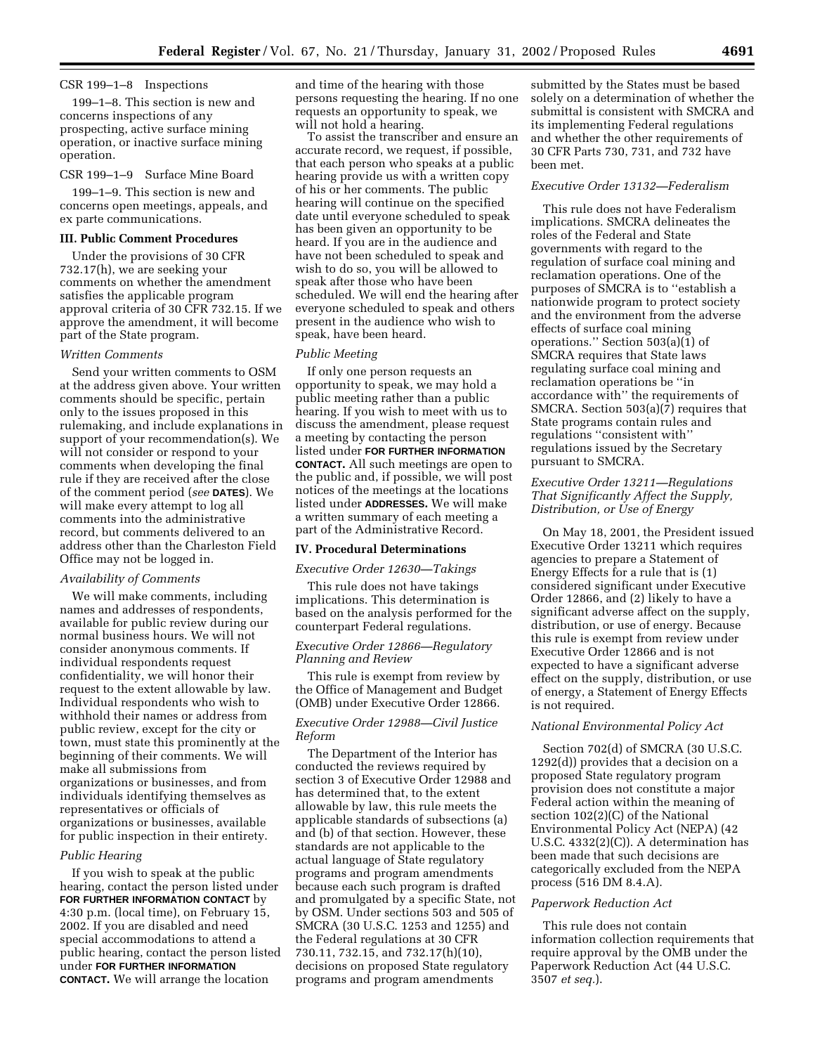CSR 199–1–8 Inspections

199–1–8. This section is new and concerns inspections of any prospecting, active surface mining operation, or inactive surface mining operation.

CSR 199–1–9 Surface Mine Board

199–1–9. This section is new and concerns open meetings, appeals, and ex parte communications.

## III. Public Comment Procedures

Under the provisions of 30 CFR 732.17(h), we are seeking your comments on whether the amendment satisfies the applicable program approval criteria of 30 CFR 732.15. If we approve the amendment, it will become part of the State program.

### *Written Comments*

Send your written comments to OSM at the address given above. Your written comments should be specific, pertain only to the issues proposed in this rulemaking, and include explanations in support of your recommendation(s). We will not consider or respond to your comments when developing the final rule if they are received after the close of the comment period (*see* **DATES**). We will make every attempt to log all comments into the administrative record, but comments delivered to an address other than the Charleston Field Office may not be logged in.

### *Availability of Comments*

We will make comments, including names and addresses of respondents, available for public review during our normal business hours. We will not consider anonymous comments. If individual respondents request confidentiality, we will honor their request to the extent allowable by law. Individual respondents who wish to withhold their names or address from public review, except for the city or town, must state this prominently at the beginning of their comments. We will make all submissions from organizations or businesses, and from individuals identifying themselves as representatives or officials of organizations or businesses, available for public inspection in their entirety.

### *Public Hearing*

If you wish to speak at the public hearing, contact the person listed under **FOR FURTHER INFORMATION CONTACT** by 4:30 p.m. (local time), on February 15, 2002. If you are disabled and need special accommodations to attend a public hearing, contact the person listed under **FOR FURTHER INFORMATION CONTACT.** We will arrange the location and time of the hearing with those persons requesting the hearing. If no one requests an opportunity to speak, we will not hold a hearing.

To assist the transcriber and ensure an accurate record, we request, if possible, that each person who speaks at a public hearing provide us with a written copy of his or her comments. The public hearing will continue on the specified date until everyone scheduled to speak has been given an opportunity to be heard. If you are in the audience and have not been scheduled to speak and wish to do so, you will be allowed to speak after those who have been scheduled. We will end the hearing after everyone scheduled to speak and others present in the audience who wish to speak, have been heard.

### *Public Meeting*

If only one person requests an opportunity to speak, we may hold a public meeting rather than a public hearing. If you wish to meet with us to discuss the amendment, please request a meeting by contacting the person listed under **FOR FURTHER INFORMATION CONTACT.** All such meetings are open to the public and, if possible, we will post notices of the meetings at the locations listed under **ADDRESSES.** We will make a written summary of each meeting a part of the Administrative Record.

## IV. Procedural Determinations

### *Executive Order 12630—Takings*

This rule does not have takings implications. This determination is based on the analysis performed for the counterpart Federal regulations.

### *Executive Order 12866—Regulatory Planning and Review*

This rule is exempt from review by the Office of Management and Budget (OMB) under Executive Order 12866.

### *Executive Order 12988—Civil Justice Reform*

The Department of the Interior has conducted the reviews required by section 3 of Executive Order 12988 and has determined that, to the extent allowable by law, this rule meets the applicable standards of subsections (a) and (b) of that section. However, these standards are not applicable to the actual language of State regulatory programs and program amendments because each such program is drafted and promulgated by a specific State, not by OSM. Under sections 503 and 505 of SMCRA (30 U.S.C. 1253 and 1255) and the Federal regulations at 30 CFR 730.11, 732.15, and 732.17(h)(10), decisions on proposed State regulatory programs and program amendments submitted by the States must be based solely on a determination of whether the submittal is consistent with SMCRA and its implementing Federal regulations and whether the other requirements of 30 CFR Parts 730, 731, and 732 have been met.

### *Executive Order 13132—Federalism*

This rule does not have Federalism implications. SMCRA delineates the roles of the Federal and State governments with regard to the regulation of surface coal mining and reclamation operations. One of the purposes of SMCRA is to ''establish a nationwide program to protect society and the environment from the adverse effects of surface coal mining operations.'' Section 503(a)(1) of SMCRA requires that State laws regulating surface coal mining and reclamation operations be ''in accordance with'' the requirements of SMCRA. Section 503(a)(7) requires that State programs contain rules and regulations ''consistent with'' regulations issued by the Secretary pursuant to SMCRA.

### *Executive Order 13211—Regulations That Significantly Affect the Supply, Distribution, or Use of Energy*

On May 18, 2001, the President issued Executive Order 13211 which requires agencies to prepare a Statement of Energy Effects for a rule that is (1) considered significant under Executive Order 12866, and (2) likely to have a significant adverse affect on the supply, distribution, or use of energy. Because this rule is exempt from review under Executive Order 12866 and is not expected to have a significant adverse effect on the supply, distribution, or use of energy, a Statement of Energy Effects is not required.

### *National Environmental Policy Act*

Section 702(d) of SMCRA (30 U.S.C. 1292(d)) provides that a decision on a proposed State regulatory program provision does not constitute a major Federal action within the meaning of section 102(2)(C) of the National Environmental Policy Act (NEPA) (42 U.S.C. 4332(2)(C)). A determination has been made that such decisions are categorically excluded from the NEPA process (516 DM 8.4.A).

### *Paperwork Reduction Act*

This rule does not contain information collection requirements that require approval by the OMB under the Paperwork Reduction Act (44 U.S.C. 3507 *et seq.*).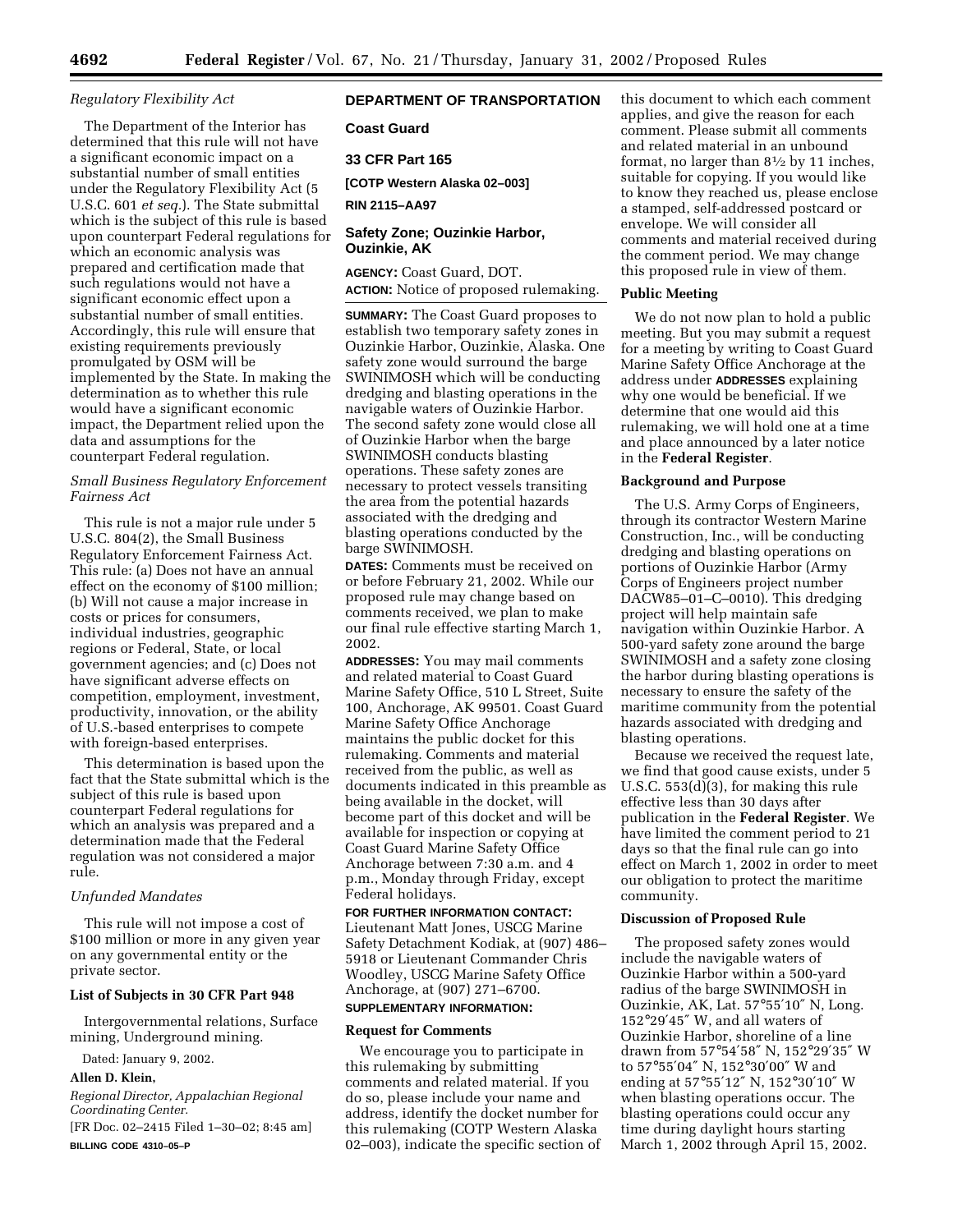### *Regulatory Flexibility Act*

The Department of the Interior has determined that this rule will not have a significant economic impact on a substantial number of small entities under the Regulatory Flexibility Act (5 U.S.C. 601 *et seq.*). The State submittal which is the subject of this rule is based upon counterpart Federal regulations for which an economic analysis was prepared and certification made that such regulations would not have a significant economic effect upon a substantial number of small entities. Accordingly, this rule will ensure that existing requirements previously promulgated by OSM will be implemented by the State. In making the determination as to whether this rule would have a significant economic impact, the Department relied upon the data and assumptions for the counterpart Federal regulation.

### *Small Business Regulatory Enforcement Fairness Act*

This rule is not a major rule under 5 U.S.C. 804(2), the Small Business Regulatory Enforcement Fairness Act. This rule: (a) Does not have an annual effect on the economy of $100 million; (b) Will not cause a major increase in costs or prices for consumers, individual industries, geographic regions or Federal, State, or local government agencies; and (c) Does not have significant adverse effects on competition, employment, investment, productivity, innovation, or the ability of U.S.-based enterprises to compete with foreign-based enterprises.

This determination is based upon the fact that the State submittal which is the subject of this rule is based upon counterpart Federal regulations for which an analysis was prepared and a determination made that the Federal regulation was not considered a major rule.

### *Unfunded Mandates*

This rule will not impose a cost of $100 million or more in any given year on any governmental entity or the private sector.

### List of Subjects in 30 CFR Part 948

Intergovernmental relations, Surface mining, Underground mining.

Dated: January 9, 2002.

**Allen D. Klein,**

*Regional Director, Appalachian Regional Coordinating Center.*

[FR Doc. 02–2415 Filed 1–30–02; 8:45 am]

**BILLING CODE 4310–05–P**

## DEPARTMENT OF TRANSPORTATION

### Coast Guard

### 33 CFR Part 165

**[COTP Western Alaska 02–003]**

**RIN 2115–AA97**

## Safety Zone; Ouzinkie Harbor, Ouzinkie, AK

**AGENCY:** Coast Guard, DOT.

**ACTION:** Notice of proposed rulemaking.

**SUMMARY:** The Coast Guard proposes to establish two temporary safety zones in Ouzinkie Harbor, Ouzinkie, Alaska. One safety zone would surround the barge SWINIMOSH which will be conducting dredging and blasting operations in the navigable waters of Ouzinkie Harbor. The second safety zone would close all of Ouzinkie Harbor when the barge SWINIMOSH conducts blasting operations. These safety zones are necessary to protect vessels transiting the area from the potential hazards associated with the dredging and blasting operations conducted by the barge SWINIMOSH.

**DATES:** Comments must be received on or before February 21, 2002. While our proposed rule may change based on comments received, we plan to make our final rule effective starting March 1, 2002.

**ADDRESSES:** You may mail comments and related material to Coast Guard Marine Safety Office, 510 L Street, Suite 100, Anchorage, AK 99501. Coast Guard Marine Safety Office Anchorage maintains the public docket for this rulemaking. Comments and material received from the public, as well as documents indicated in this preamble as being available in the docket, will become part of this docket and will be available for inspection or copying at Coast Guard Marine Safety Office Anchorage between 7:30 a.m. and 4 p.m., Monday through Friday, except Federal holidays.

**FOR FURTHER INFORMATION CONTACT:** Lieutenant Matt Jones, USCG Marine Safety Detachment Kodiak, at (907) 486–5918 or Lieutenant Commander Chris Woodley, USCG Marine Safety Office Anchorage, at (907) 271–6700.

**SUPPLEMENTARY INFORMATION:**

### Request for Comments

We encourage you to participate in this rulemaking by submitting comments and related material. If you do so, please include your name and address, identify the docket number for this rulemaking (COTP Western Alaska 02–003), indicate the specific section of this document to which each comment applies, and give the reason for each comment. Please submit all comments and related material in an unbound format, no larger than 8½ by 11 inches, suitable for copying. If you would like to know they reached us, please enclose a stamped, self-addressed postcard or envelope. We will consider all comments and material received during the comment period. We may change this proposed rule in view of them.

### Public Meeting

We do not now plan to hold a public meeting. But you may submit a request for a meeting by writing to Coast Guard Marine Safety Office Anchorage at the address under **ADDRESSES** explaining why one would be beneficial. If we determine that one would aid this rulemaking, we will hold one at a time and place announced by a later notice in the **Federal Register**.

### Background and Purpose

The U.S. Army Corps of Engineers, through its contractor Western Marine Construction, Inc., will be conducting dredging and blasting operations on portions of Ouzinkie Harbor (Army Corps of Engineers project number DACW85–01–C–0010). This dredging project will help maintain safe navigation within Ouzinkie Harbor. A 500-yard safety zone around the barge SWINIMOSH and a safety zone closing the harbor during blasting operations is necessary to ensure the safety of the maritime community from the potential hazards associated with dredging and blasting operations.

Because we received the request late, we find that good cause exists, under 5 U.S.C. 553(d)(3), for making this rule effective less than 30 days after publication in the **Federal Register**. We have limited the comment period to 21 days so that the final rule can go into effect on March 1, 2002 in order to meet our obligation to protect the maritime community.

### Discussion of Proposed Rule

The proposed safety zones would include the navigable waters of Ouzinkie Harbor within a 500-yard radius of the barge SWINIMOSH in Ouzinkie, AK, Lat. 57°55′10″ N, Long. 152°29′45″ W, and all waters of Ouzinkie Harbor, shoreline of a line drawn from 57°54′58″ N, 152°29′35″ W to 57°55′04″ N, 152°30′00″ W and ending at 57°55′12″ N, 152°30′10″ W when blasting operations occur. The blasting operations could occur any time during daylight hours starting March 1, 2002 through April 15, 2002.